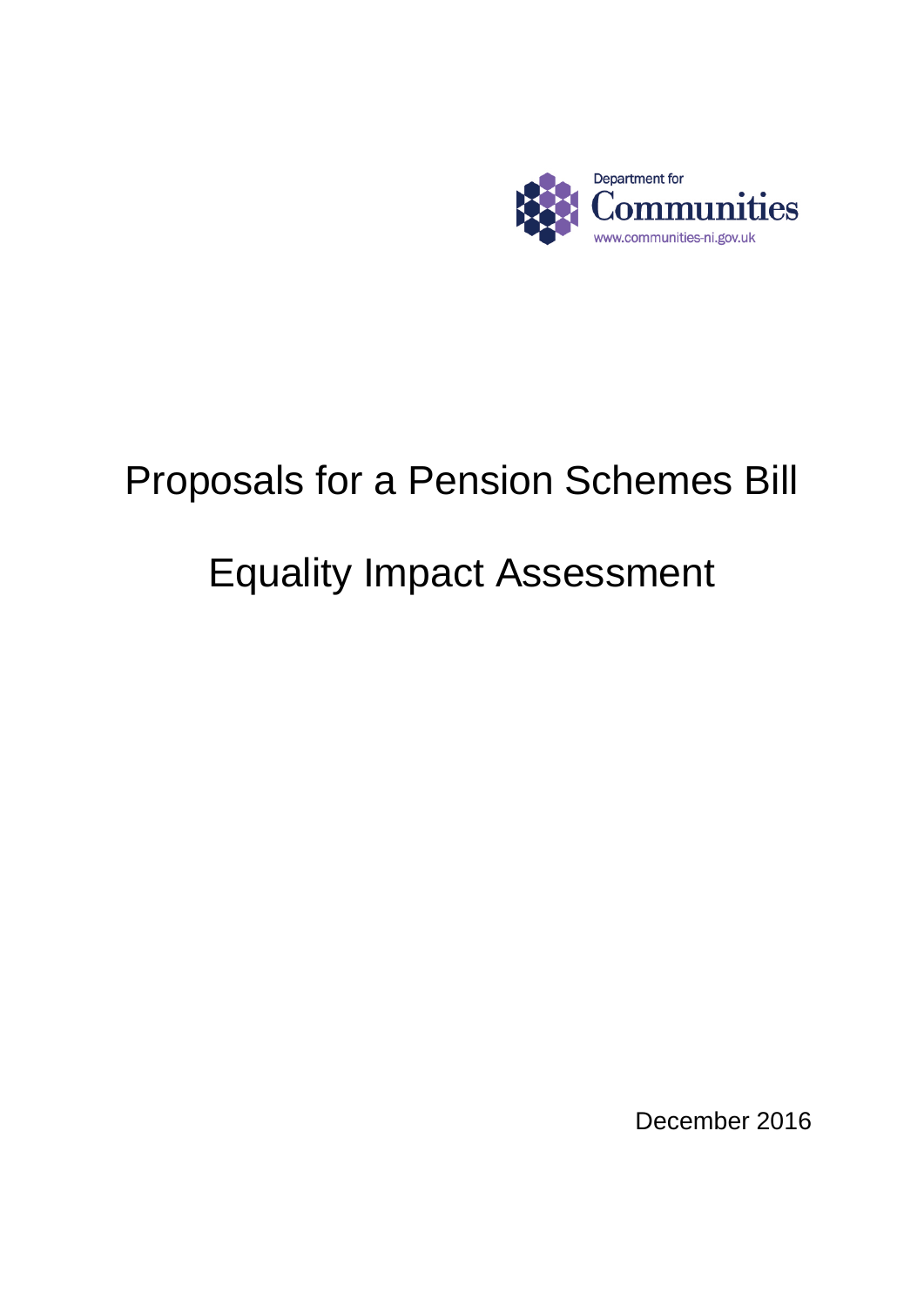Department for Communities

www.communities-ni.gov.uk

# Proposals for a Pension Schemes Bill

# Equality Impact Assessment

December 2016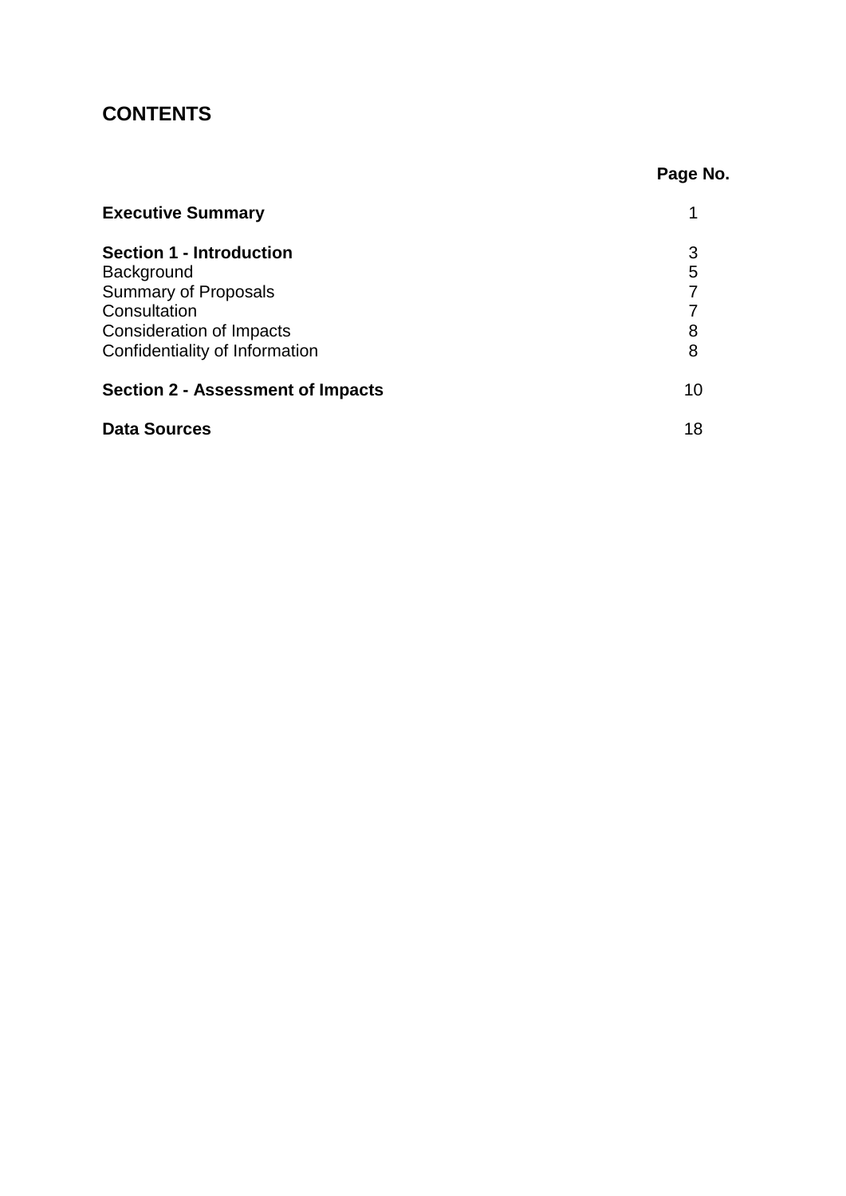## CONTENTS

| | Page No. |
|---|---|
| **Executive Summary** | 1 |
| **Section 1 - Introduction** | 3 |
| Background | 5 |
| Summary of Proposals | 7 |
| Consultation | 7 |
| Consideration of Impacts | 8 |
| Confidentiality of Information | 8 |
| **Section 2 - Assessment of Impacts** | 10 |
| **Data Sources** | 18 |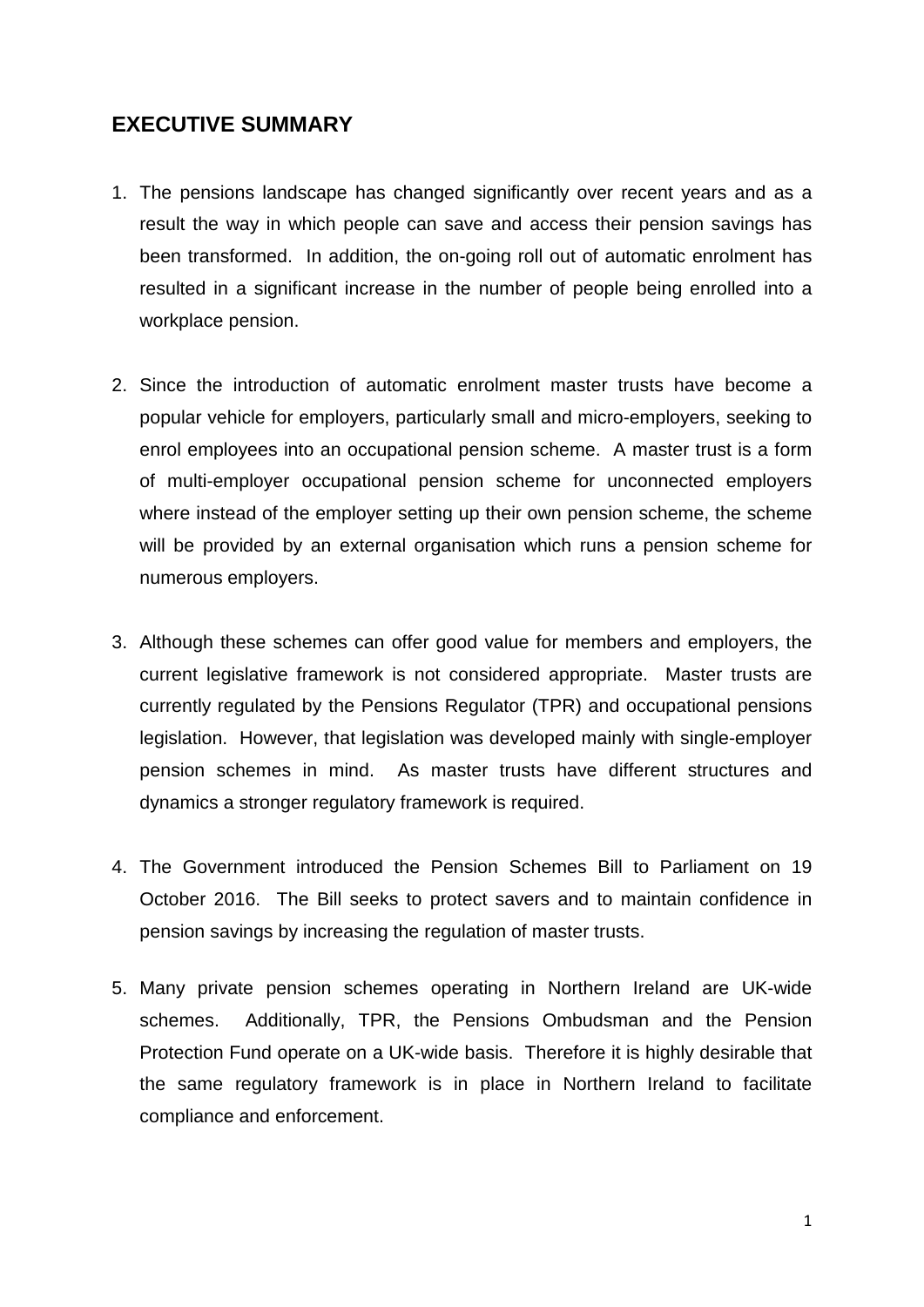## EXECUTIVE SUMMARY

1. The pensions landscape has changed significantly over recent years and as a result the way in which people can save and access their pension savings has been transformed. In addition, the on-going roll out of automatic enrolment has resulted in a significant increase in the number of people being enrolled into a workplace pension.

2. Since the introduction of automatic enrolment master trusts have become a popular vehicle for employers, particularly small and micro-employers, seeking to enrol employees into an occupational pension scheme. A master trust is a form of multi-employer occupational pension scheme for unconnected employers where instead of the employer setting up their own pension scheme, the scheme will be provided by an external organisation which runs a pension scheme for numerous employers.

3. Although these schemes can offer good value for members and employers, the current legislative framework is not considered appropriate. Master trusts are currently regulated by the Pensions Regulator (TPR) and occupational pensions legislation. However, that legislation was developed mainly with single-employer pension schemes in mind. As master trusts have different structures and dynamics a stronger regulatory framework is required.

4. The Government introduced the Pension Schemes Bill to Parliament on 19 October 2016. The Bill seeks to protect savers and to maintain confidence in pension savings by increasing the regulation of master trusts.

5. Many private pension schemes operating in Northern Ireland are UK-wide schemes. Additionally, TPR, the Pensions Ombudsman and the Pension Protection Fund operate on a UK-wide basis. Therefore it is highly desirable that the same regulatory framework is in place in Northern Ireland to facilitate compliance and enforcement.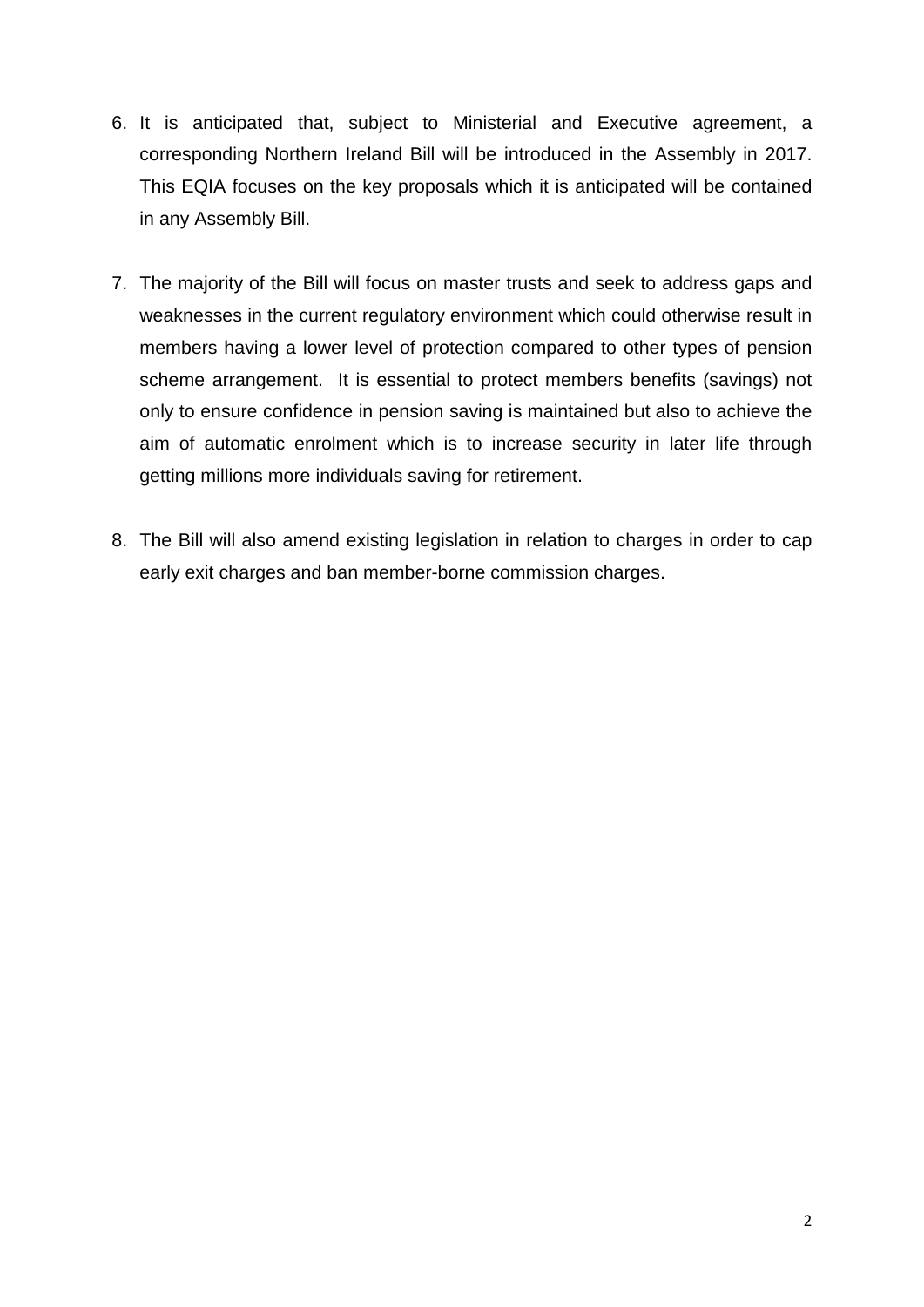6. It is anticipated that, subject to Ministerial and Executive agreement, a corresponding Northern Ireland Bill will be introduced in the Assembly in 2017. This EQIA focuses on the key proposals which it is anticipated will be contained in any Assembly Bill.

7. The majority of the Bill will focus on master trusts and seek to address gaps and weaknesses in the current regulatory environment which could otherwise result in members having a lower level of protection compared to other types of pension scheme arrangement. It is essential to protect members benefits (savings) not only to ensure confidence in pension saving is maintained but also to achieve the aim of automatic enrolment which is to increase security in later life through getting millions more individuals saving for retirement.

8. The Bill will also amend existing legislation in relation to charges in order to cap early exit charges and ban member-borne commission charges.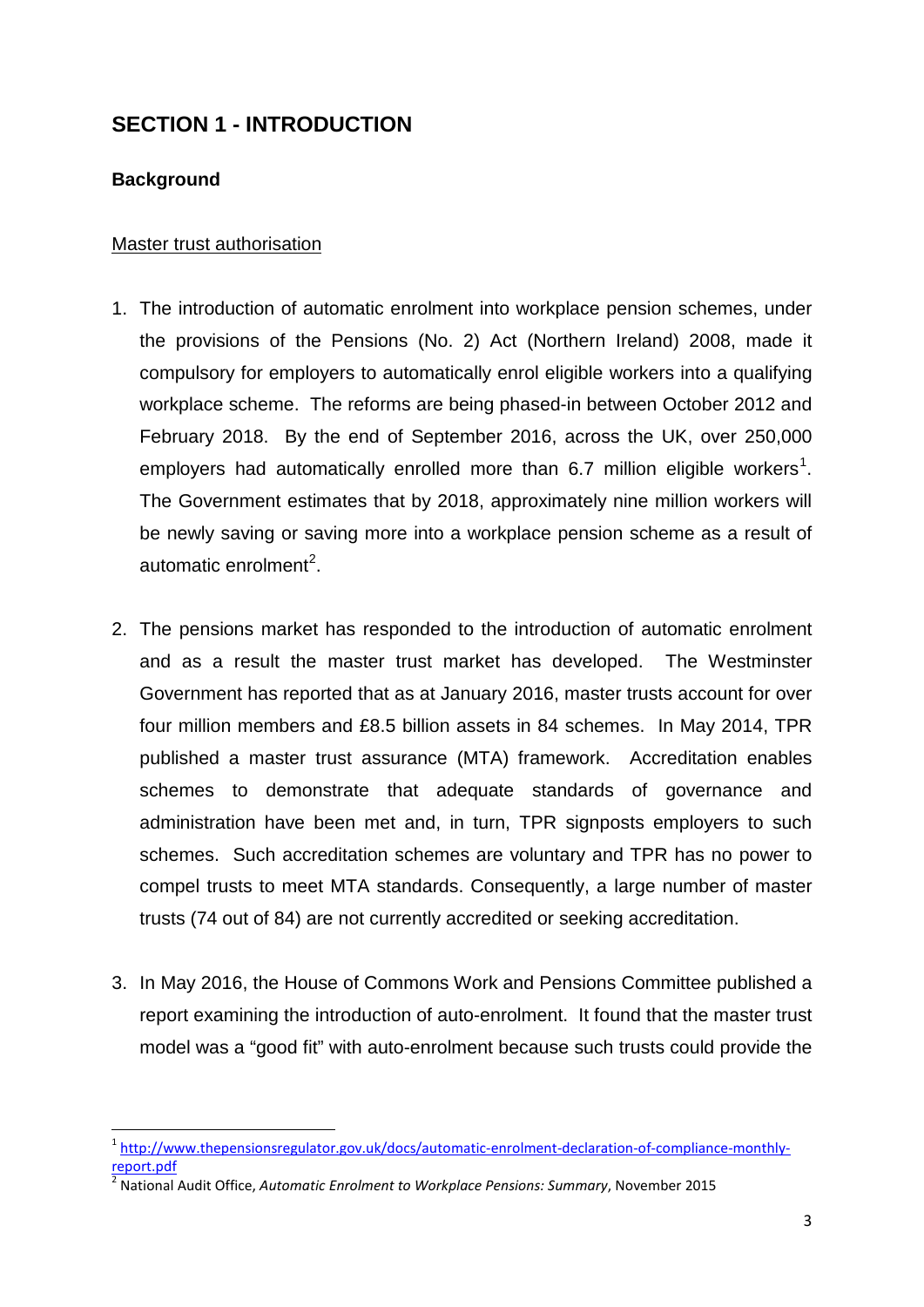## SECTION 1 - INTRODUCTION

### Background

Master trust authorisation

1. The introduction of automatic enrolment into workplace pension schemes, under the provisions of the Pensions (No. 2) Act (Northern Ireland) 2008, made it compulsory for employers to automatically enrol eligible workers into a qualifying workplace scheme. The reforms are being phased-in between October 2012 and February 2018. By the end of September 2016, across the UK, over 250,000 employers had automatically enrolled more than 6.7 million eligible workers[1]. The Government estimates that by 2018, approximately nine million workers will be newly saving or saving more into a workplace pension scheme as a result of automatic enrolment[2].

2. The pensions market has responded to the introduction of automatic enrolment and as a result the master trust market has developed. The Westminster Government has reported that as at January 2016, master trusts account for over four million members and £8.5 billion assets in 84 schemes. In May 2014, TPR published a master trust assurance (MTA) framework. Accreditation enables schemes to demonstrate that adequate standards of governance and administration have been met and, in turn, TPR signposts employers to such schemes. Such accreditation schemes are voluntary and TPR has no power to compel trusts to meet MTA standards. Consequently, a large number of master trusts (74 out of 84) are not currently accredited or seeking accreditation.

3. In May 2016, the House of Commons Work and Pensions Committee published a report examining the introduction of auto-enrolment. It found that the master trust model was a "good fit" with auto-enrolment because such trusts could provide the

---

[1] http://www.thepensionsregulator.gov.uk/docs/automatic-enrolment-declaration-of-compliance-monthly-report.pdf

[2] National Audit Office, *Automatic Enrolment to Workplace Pensions: Summary*, November 2015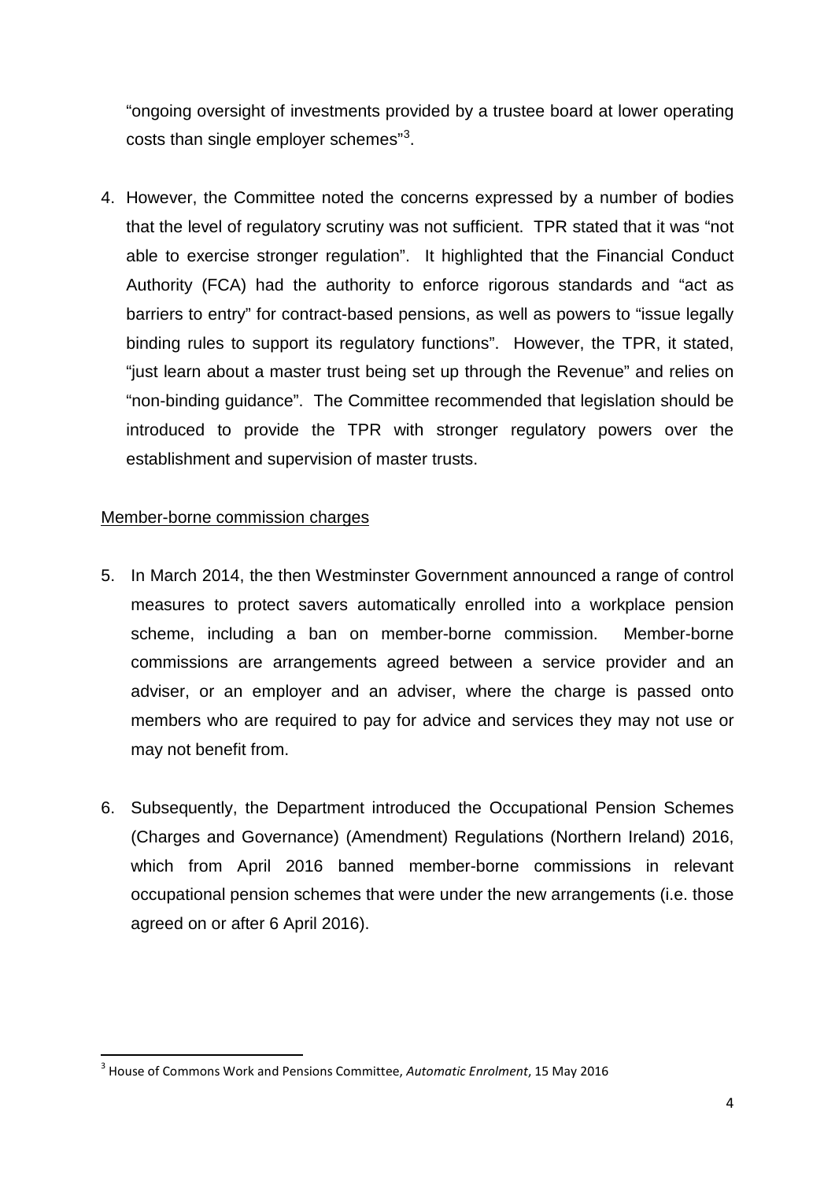"ongoing oversight of investments provided by a trustee board at lower operating costs than single employer schemes"[3].

4. However, the Committee noted the concerns expressed by a number of bodies that the level of regulatory scrutiny was not sufficient. TPR stated that it was "not able to exercise stronger regulation". It highlighted that the Financial Conduct Authority (FCA) had the authority to enforce rigorous standards and "act as barriers to entry" for contract-based pensions, as well as powers to "issue legally binding rules to support its regulatory functions". However, the TPR, it stated, "just learn about a master trust being set up through the Revenue" and relies on "non-binding guidance". The Committee recommended that legislation should be introduced to provide the TPR with stronger regulatory powers over the establishment and supervision of master trusts.

Member-borne commission charges

5. In March 2014, the then Westminster Government announced a range of control measures to protect savers automatically enrolled into a workplace pension scheme, including a ban on member-borne commission. Member-borne commissions are arrangements agreed between a service provider and an adviser, or an employer and an adviser, where the charge is passed onto members who are required to pay for advice and services they may not use or may not benefit from.

6. Subsequently, the Department introduced the Occupational Pension Schemes (Charges and Governance) (Amendment) Regulations (Northern Ireland) 2016, which from April 2016 banned member-borne commissions in relevant occupational pension schemes that were under the new arrangements (i.e. those agreed on or after 6 April 2016).

[3] House of Commons Work and Pensions Committee, *Automatic Enrolment*, 15 May 2016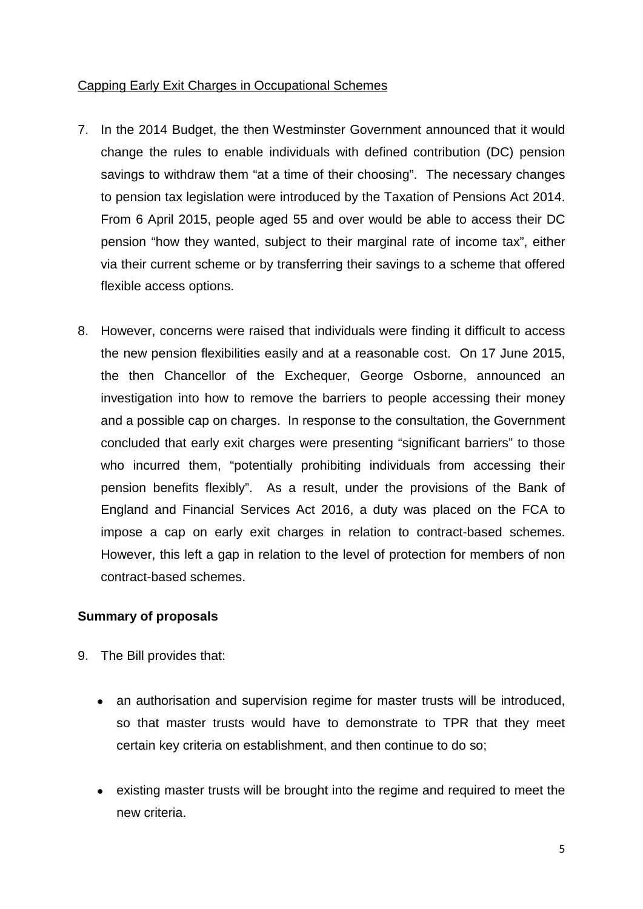Capping Early Exit Charges in Occupational Schemes

7. In the 2014 Budget, the then Westminster Government announced that it would change the rules to enable individuals with defined contribution (DC) pension savings to withdraw them "at a time of their choosing". The necessary changes to pension tax legislation were introduced by the Taxation of Pensions Act 2014. From 6 April 2015, people aged 55 and over would be able to access their DC pension "how they wanted, subject to their marginal rate of income tax", either via their current scheme or by transferring their savings to a scheme that offered flexible access options.

8. However, concerns were raised that individuals were finding it difficult to access the new pension flexibilities easily and at a reasonable cost. On 17 June 2015, the then Chancellor of the Exchequer, George Osborne, announced an investigation into how to remove the barriers to people accessing their money and a possible cap on charges. In response to the consultation, the Government concluded that early exit charges were presenting "significant barriers" to those who incurred them, "potentially prohibiting individuals from accessing their pension benefits flexibly". As a result, under the provisions of the Bank of England and Financial Services Act 2016, a duty was placed on the FCA to impose a cap on early exit charges in relation to contract-based schemes. However, this left a gap in relation to the level of protection for members of non contract-based schemes.

**Summary of proposals**

9. The Bill provides that:

   - an authorisation and supervision regime for master trusts will be introduced, so that master trusts would have to demonstrate to TPR that they meet certain key criteria on establishment, and then continue to do so;

   - existing master trusts will be brought into the regime and required to meet the new criteria.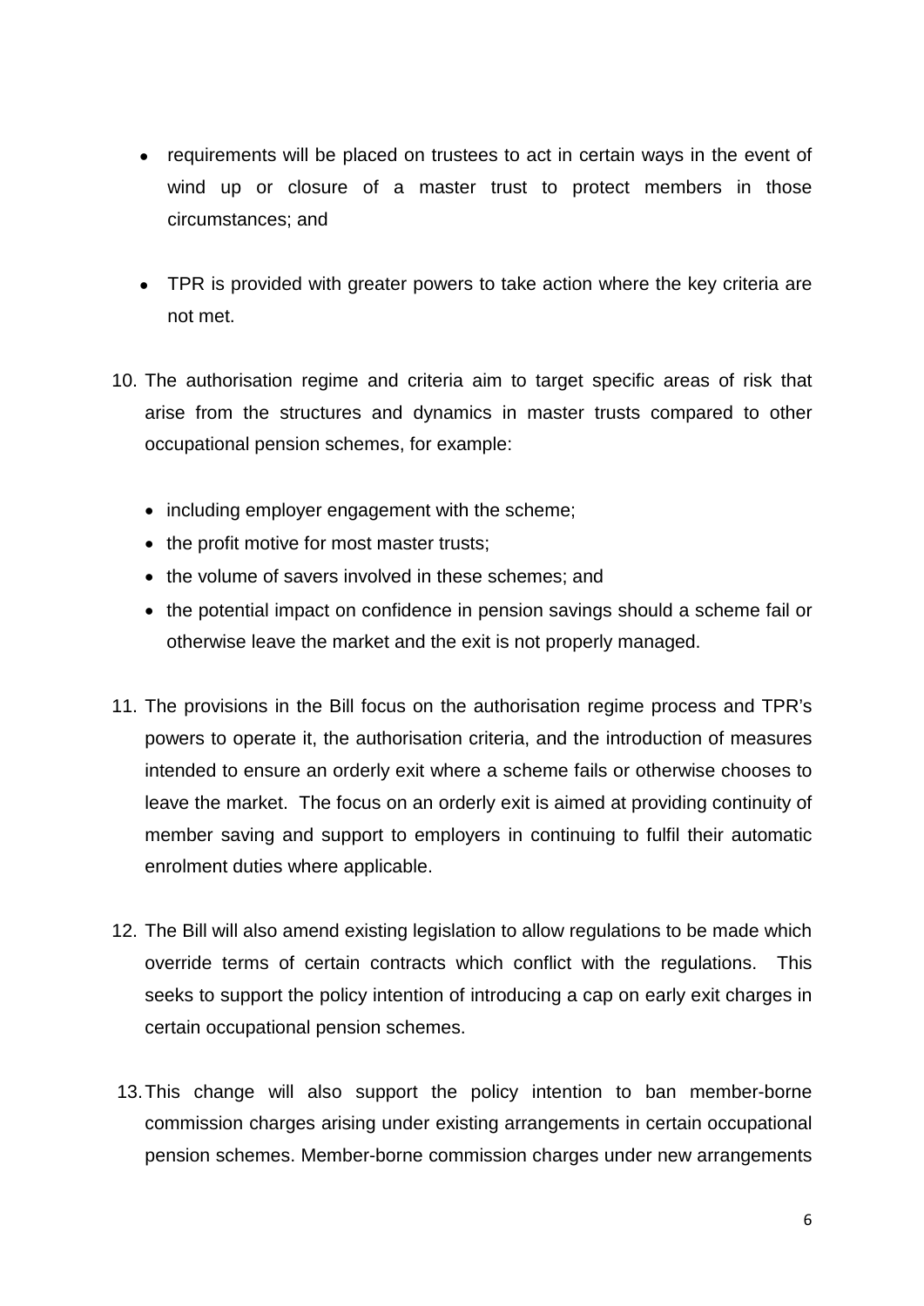- requirements will be placed on trustees to act in certain ways in the event of wind up or closure of a master trust to protect members in those circumstances; and

- TPR is provided with greater powers to take action where the key criteria are not met.

10. The authorisation regime and criteria aim to target specific areas of risk that arise from the structures and dynamics in master trusts compared to other occupational pension schemes, for example:

    - including employer engagement with the scheme;
    - the profit motive for most master trusts;
    - the volume of savers involved in these schemes; and
    - the potential impact on confidence in pension savings should a scheme fail or otherwise leave the market and the exit is not properly managed.

11. The provisions in the Bill focus on the authorisation regime process and TPR's powers to operate it, the authorisation criteria, and the introduction of measures intended to ensure an orderly exit where a scheme fails or otherwise chooses to leave the market. The focus on an orderly exit is aimed at providing continuity of member saving and support to employers in continuing to fulfil their automatic enrolment duties where applicable.

12. The Bill will also amend existing legislation to allow regulations to be made which override terms of certain contracts which conflict with the regulations. This seeks to support the policy intention of introducing a cap on early exit charges in certain occupational pension schemes.

13. This change will also support the policy intention to ban member-borne commission charges arising under existing arrangements in certain occupational pension schemes. Member-borne commission charges under new arrangements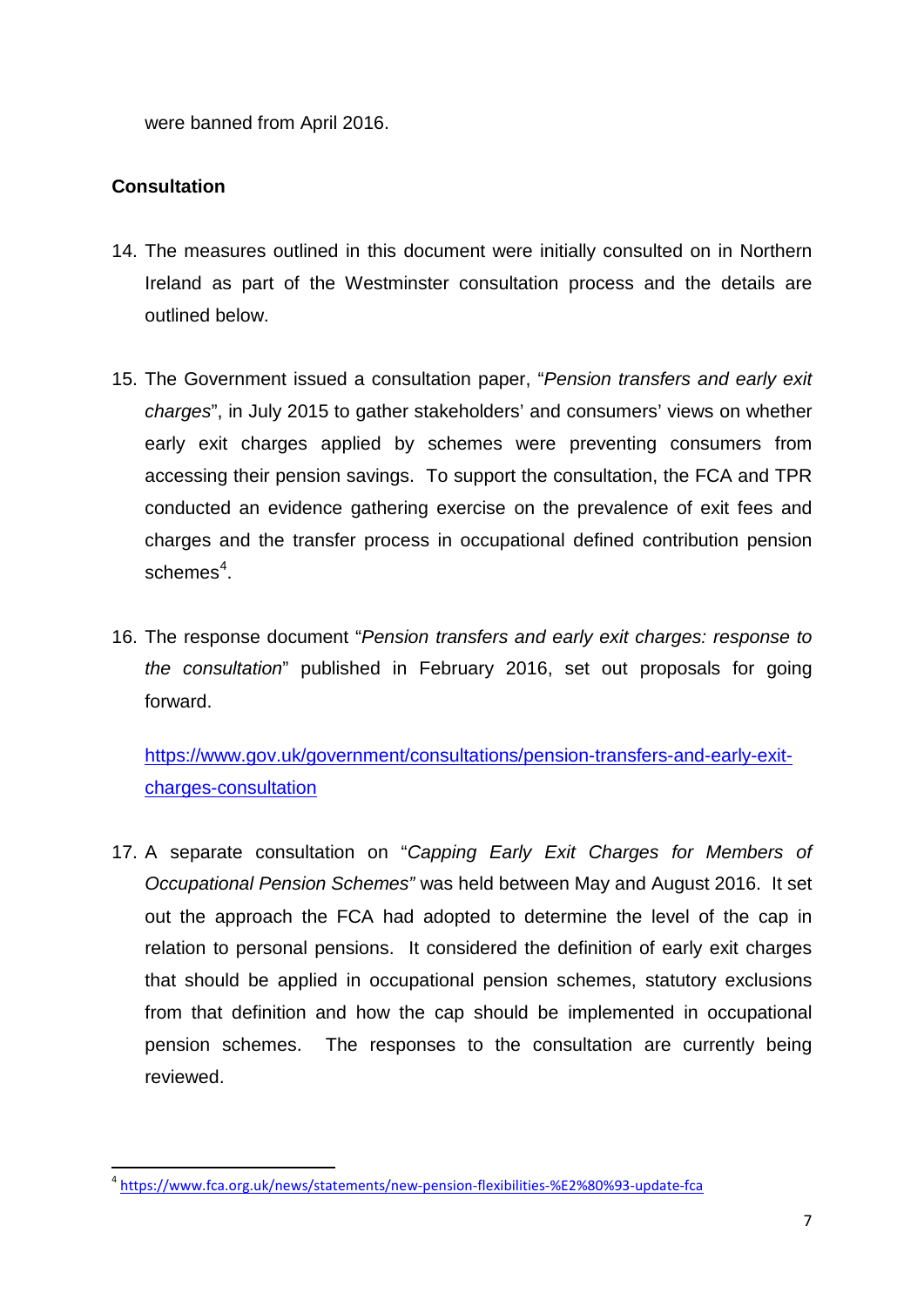were banned from April 2016.

**Consultation**

14. The measures outlined in this document were initially consulted on in Northern Ireland as part of the Westminster consultation process and the details are outlined below.

15. The Government issued a consultation paper, "*Pension transfers and early exit charges*", in July 2015 to gather stakeholders' and consumers' views on whether early exit charges applied by schemes were preventing consumers from accessing their pension savings. To support the consultation, the FCA and TPR conducted an evidence gathering exercise on the prevalence of exit fees and charges and the transfer process in occupational defined contribution pension schemes[4].

16. The response document "*Pension transfers and early exit charges: response to the consultation*" published in February 2016, set out proposals for going forward.

    https://www.gov.uk/government/consultations/pension-transfers-and-early-exit-charges-consultation

17. A separate consultation on "*Capping Early Exit Charges for Members of Occupational Pension Schemes"* was held between May and August 2016. It set out the approach the FCA had adopted to determine the level of the cap in relation to personal pensions. It considered the definition of early exit charges that should be applied in occupational pension schemes, statutory exclusions from that definition and how the cap should be implemented in occupational pension schemes. The responses to the consultation are currently being reviewed.

---

[4] https://www.fca.org.uk/news/statements/new-pension-flexibilities-%E2%80%93-update-fca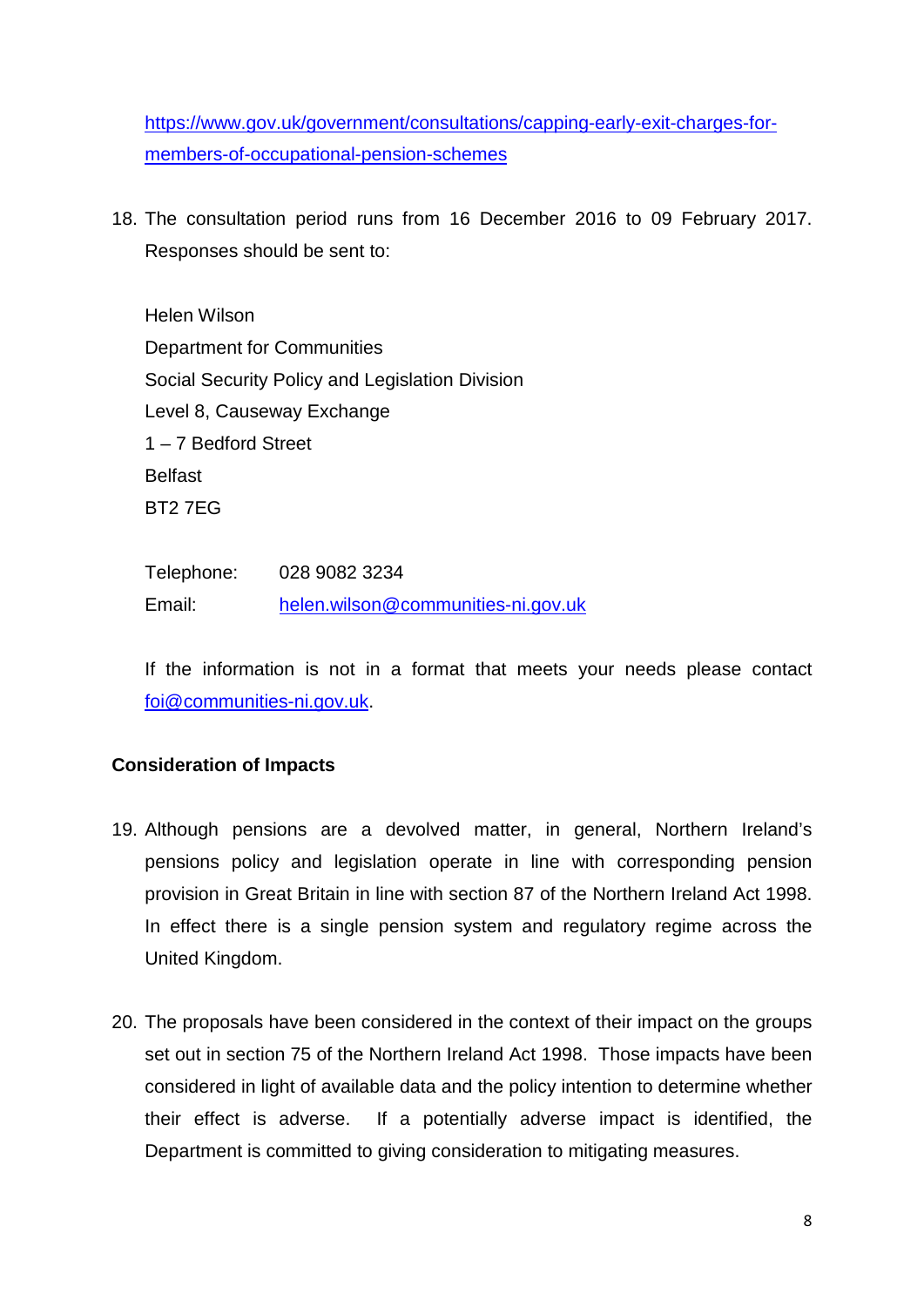https://www.gov.uk/government/consultations/capping-early-exit-charges-for-members-of-occupational-pension-schemes

18. The consultation period runs from 16 December 2016 to 09 February 2017. Responses should be sent to:

    Helen Wilson
    Department for Communities
    Social Security Policy and Legislation Division
    Level 8, Causeway Exchange
    1 – 7 Bedford Street
    Belfast
    BT2 7EG

    Telephone: 028 9082 3234
    Email: helen.wilson@communities-ni.gov.uk

    If the information is not in a format that meets your needs please contact foi@communities-ni.gov.uk.

**Consideration of Impacts**

19. Although pensions are a devolved matter, in general, Northern Ireland's pensions policy and legislation operate in line with corresponding pension provision in Great Britain in line with section 87 of the Northern Ireland Act 1998. In effect there is a single pension system and regulatory regime across the United Kingdom.

20. The proposals have been considered in the context of their impact on the groups set out in section 75 of the Northern Ireland Act 1998. Those impacts have been considered in light of available data and the policy intention to determine whether their effect is adverse. If a potentially adverse impact is identified, the Department is committed to giving consideration to mitigating measures.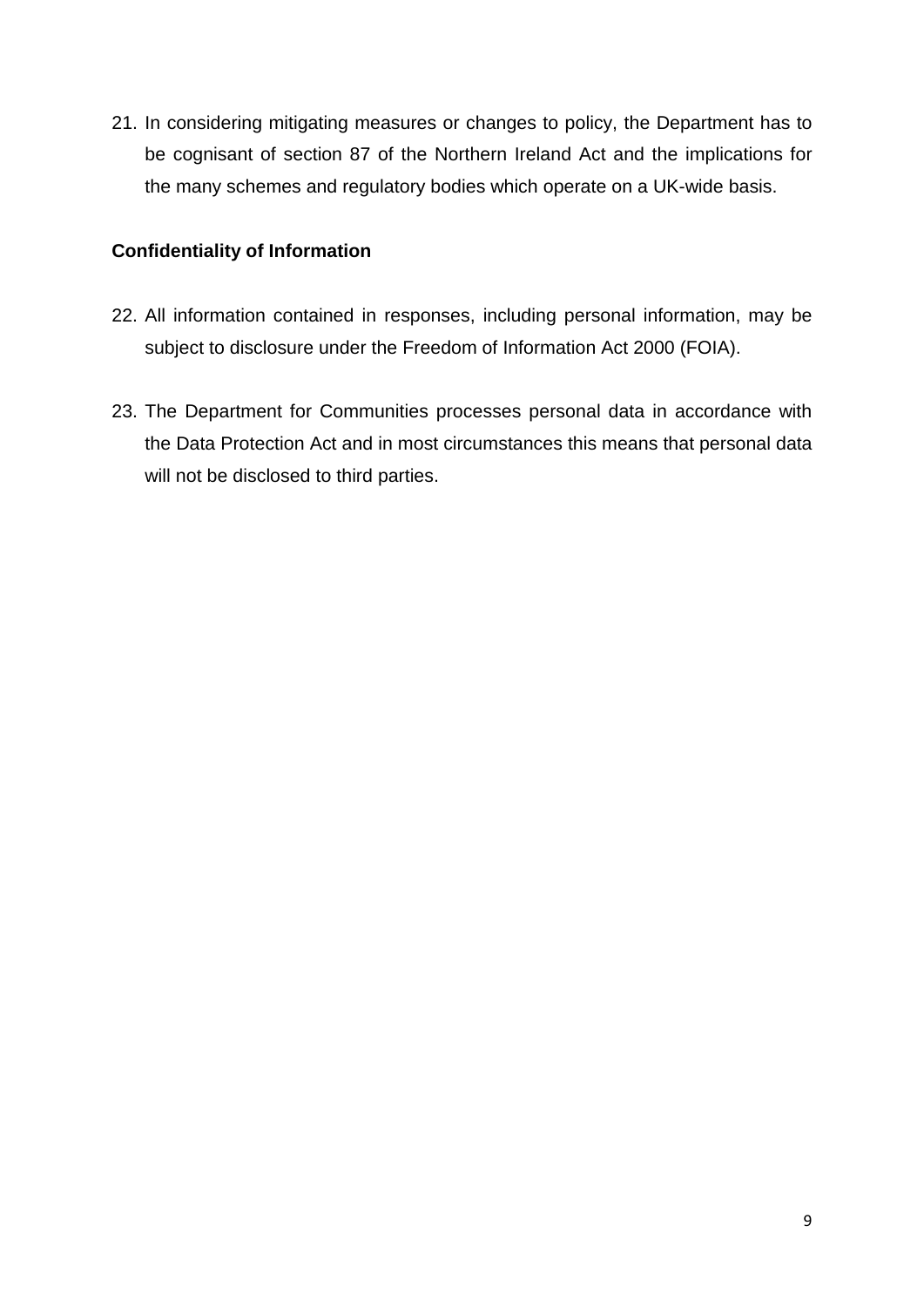21. In considering mitigating measures or changes to policy, the Department has to be cognisant of section 87 of the Northern Ireland Act and the implications for the many schemes and regulatory bodies which operate on a UK-wide basis.

**Confidentiality of Information**

22. All information contained in responses, including personal information, may be subject to disclosure under the Freedom of Information Act 2000 (FOIA).

23. The Department for Communities processes personal data in accordance with the Data Protection Act and in most circumstances this means that personal data will not be disclosed to third parties.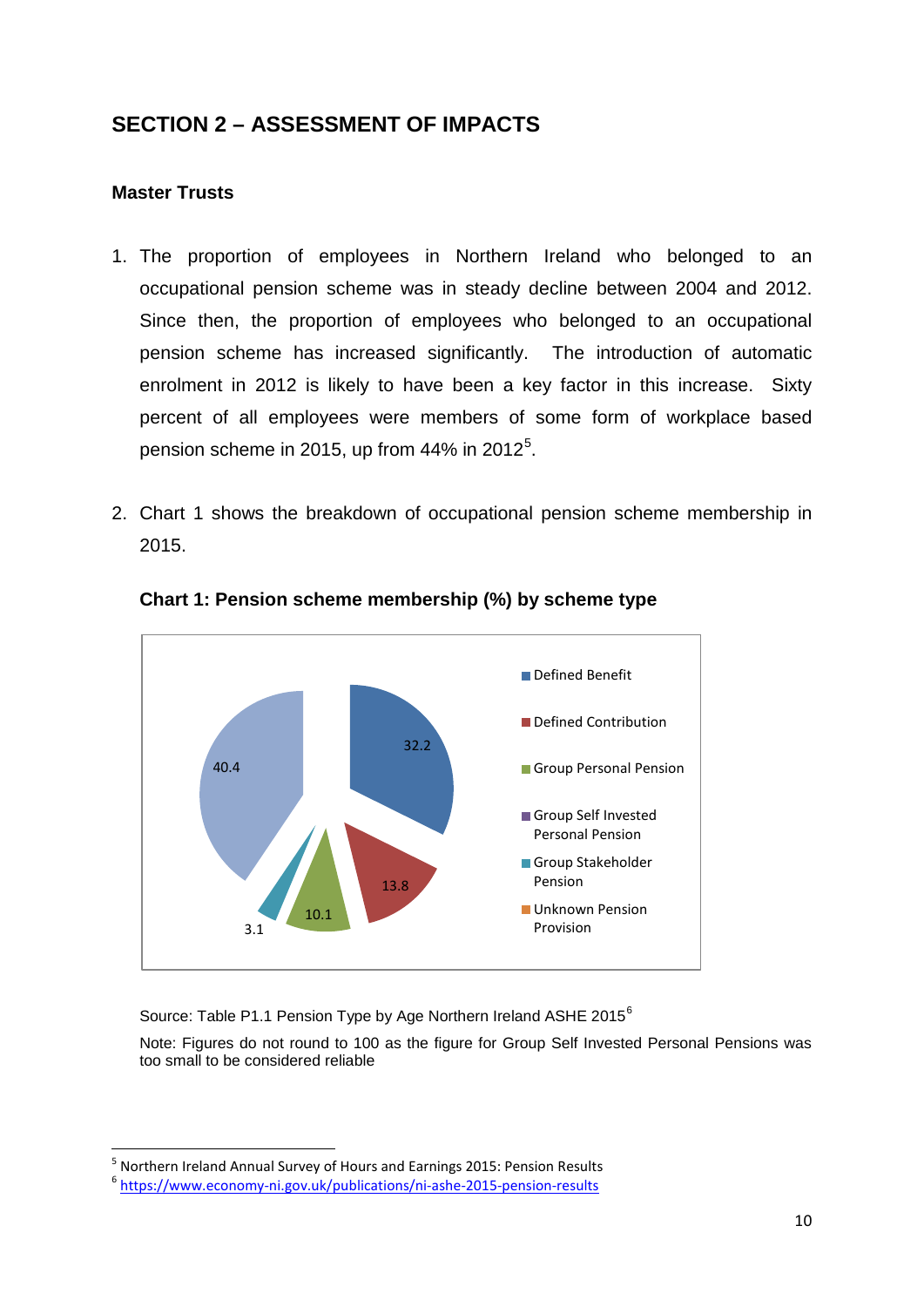## SECTION 2 – ASSESSMENT OF IMPACTS

### Master Trusts

1. The proportion of employees in Northern Ireland who belonged to an occupational pension scheme was in steady decline between 2004 and 2012. Since then, the proportion of employees who belonged to an occupational pension scheme has increased significantly. The introduction of automatic enrolment in 2012 is likely to have been a key factor in this increase. Sixty percent of all employees were members of some form of workplace based pension scheme in 2015, up from 44% in 2012[5].

2. Chart 1 shows the breakdown of occupational pension scheme membership in 2015.

**Chart 1: Pension scheme membership (%) by scheme type**

| Scheme type | % |
|---|---|
| Defined Benefit | 32.2 |
| Defined Contribution | 13.8 |
| Group Personal Pension | 10.1 |
| Group Self Invested Personal Pension | |
| Group Stakeholder Pension | 3.1 |
| Unknown Pension Provision | 40.4 |

Source: Table P1.1 Pension Type by Age Northern Ireland ASHE 2015[6]

Note: Figures do not round to 100 as the figure for Group Self Invested Personal Pensions was too small to be considered reliable

---

[5] Northern Ireland Annual Survey of Hours and Earnings 2015: Pension Results

[6] https://www.economy-ni.gov.uk/publications/ni-ashe-2015-pension-results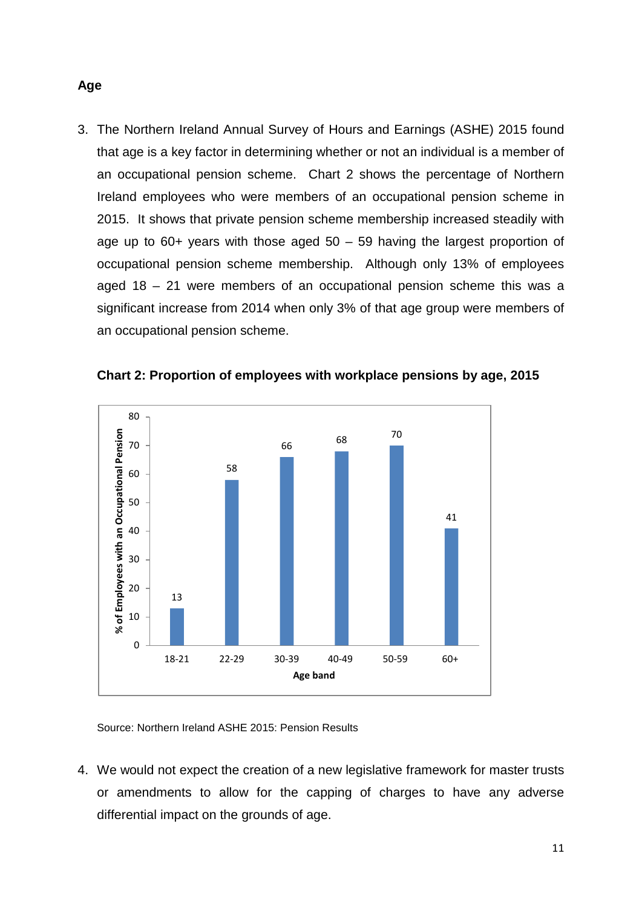**Age**

3. The Northern Ireland Annual Survey of Hours and Earnings (ASHE) 2015 found that age is a key factor in determining whether or not an individual is a member of an occupational pension scheme. Chart 2 shows the percentage of Northern Ireland employees who were members of an occupational pension scheme in 2015. It shows that private pension scheme membership increased steadily with age up to 60+ years with those aged 50 – 59 having the largest proportion of occupational pension scheme membership. Although only 13% of employees aged 18 – 21 were members of an occupational pension scheme this was a significant increase from 2014 when only 3% of that age group were members of an occupational pension scheme.

**Chart 2: Proportion of employees with workplace pensions by age, 2015**

| Age band | % of Employees with an Occupational Pension |
|---|---|
| 18-21 | 13 |
| 22-29 | 58 |
| 30-39 | 66 |
| 40-49 | 68 |
| 50-59 | 70 |
| 60+ | 41 |

Source: Northern Ireland ASHE 2015: Pension Results

4. We would not expect the creation of a new legislative framework for master trusts or amendments to allow for the capping of charges to have any adverse differential impact on the grounds of age.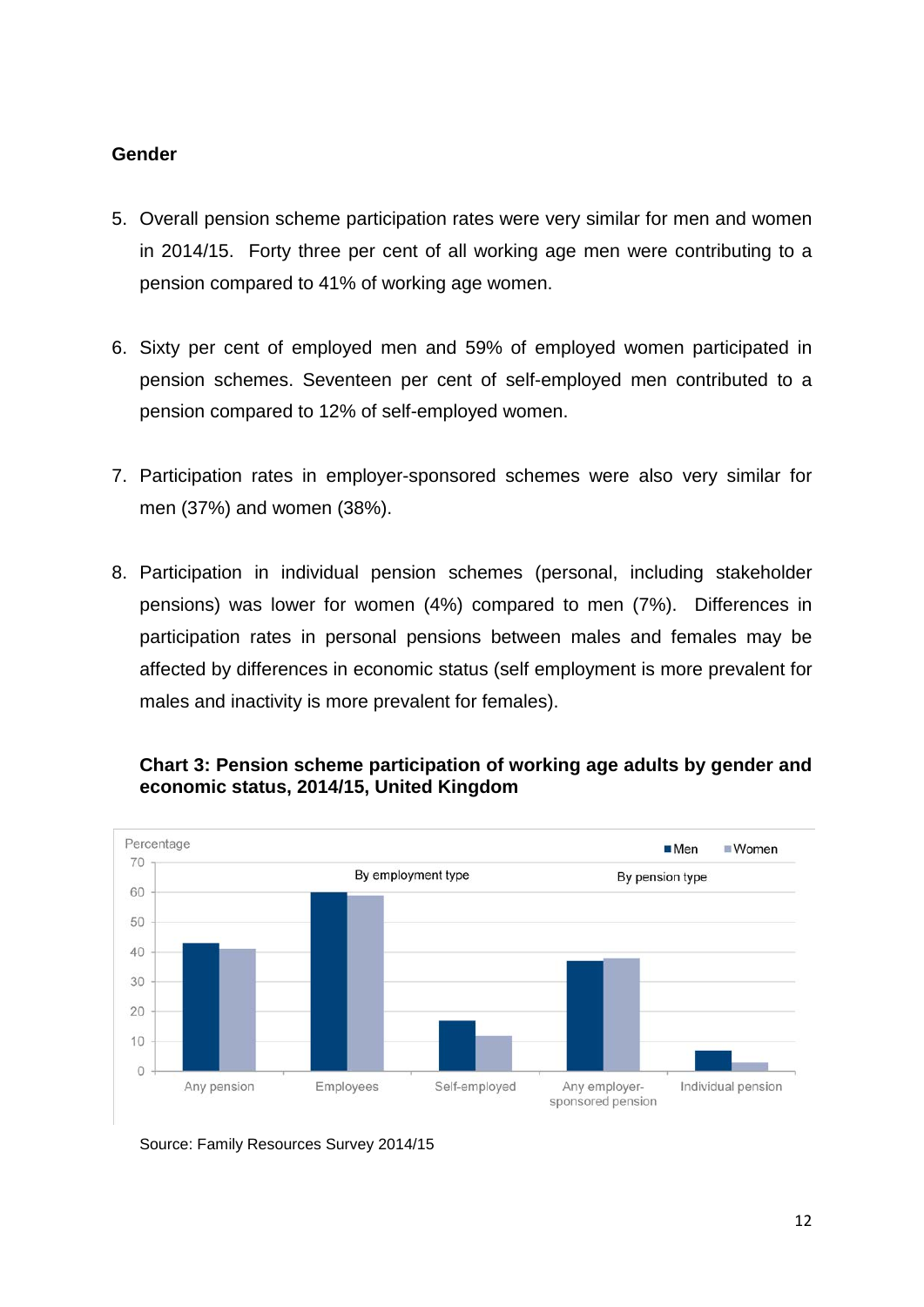## Gender

5. Overall pension scheme participation rates were very similar for men and women in 2014/15. Forty three per cent of all working age men were contributing to a pension compared to 41% of working age women.

6. Sixty per cent of employed men and 59% of employed women participated in pension schemes. Seventeen per cent of self-employed men contributed to a pension compared to 12% of self-employed women.

7. Participation rates in employer-sponsored schemes were also very similar for men (37%) and women (38%).

8. Participation in individual pension schemes (personal, including stakeholder pensions) was lower for women (4%) compared to men (7%). Differences in participation rates in personal pensions between males and females may be affected by differences in economic status (self employment is more prevalent for males and inactivity is more prevalent for females).

**Chart 3: Pension scheme participation of working age adults by gender and economic status, 2014/15, United Kingdom**

Source: Family Resources Survey 2014/15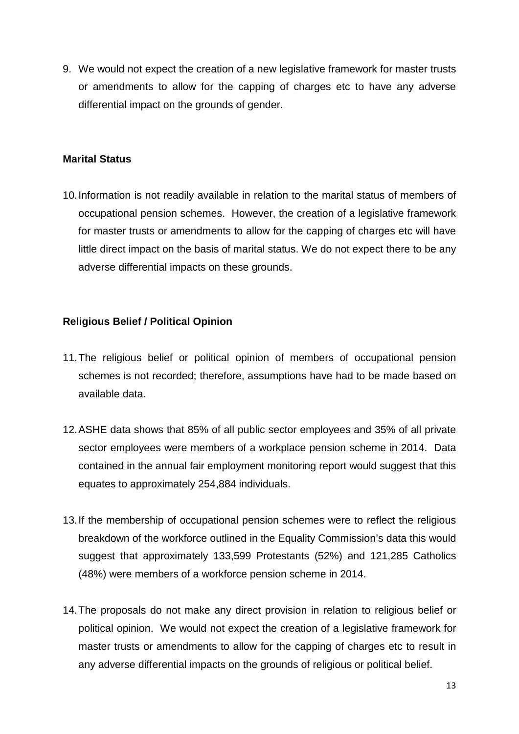9. We would not expect the creation of a new legislative framework for master trusts or amendments to allow for the capping of charges etc to have any adverse differential impact on the grounds of gender.

**Marital Status**

10. Information is not readily available in relation to the marital status of members of occupational pension schemes. However, the creation of a legislative framework for master trusts or amendments to allow for the capping of charges etc will have little direct impact on the basis of marital status. We do not expect there to be any adverse differential impacts on these grounds.

**Religious Belief / Political Opinion**

11. The religious belief or political opinion of members of occupational pension schemes is not recorded; therefore, assumptions have had to be made based on available data.

12. ASHE data shows that 85% of all public sector employees and 35% of all private sector employees were members of a workplace pension scheme in 2014. Data contained in the annual fair employment monitoring report would suggest that this equates to approximately 254,884 individuals.

13. If the membership of occupational pension schemes were to reflect the religious breakdown of the workforce outlined in the Equality Commission's data this would suggest that approximately 133,599 Protestants (52%) and 121,285 Catholics (48%) were members of a workforce pension scheme in 2014.

14. The proposals do not make any direct provision in relation to religious belief or political opinion. We would not expect the creation of a legislative framework for master trusts or amendments to allow for the capping of charges etc to result in any adverse differential impacts on the grounds of religious or political belief.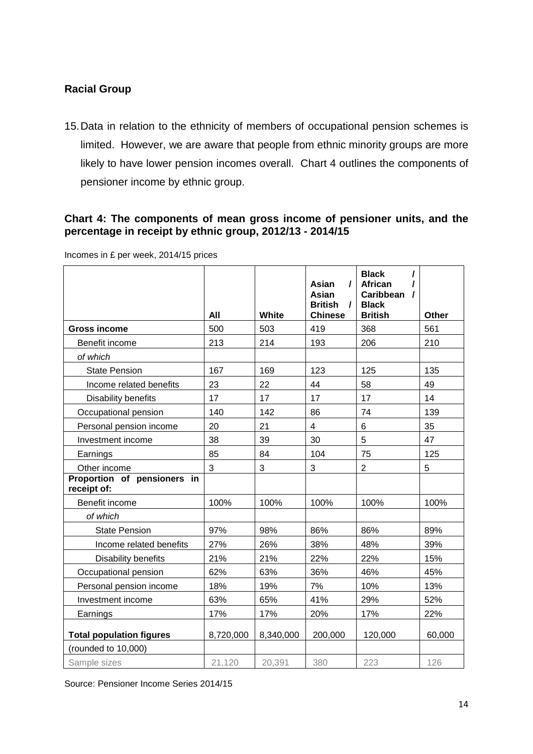## Racial Group

15. Data in relation to the ethnicity of members of occupational pension schemes is limited. However, we are aware that people from ethnic minority groups are more likely to have lower pension incomes overall. Chart 4 outlines the components of pensioner income by ethnic group.

### Chart 4: The components of mean gross income of pensioner units, and the percentage in receipt by ethnic group, 2012/13 - 2014/15

Incomes in £ per week, 2014/15 prices

| | All | White | Asian / Asian British / Chinese | Black / African / Caribbean / Black British | Other |
|---|---|---|---|---|---|
| **Gross income** | 500 | 503 | 419 | 368 | 561 |
| Benefit income | 213 | 214 | 193 | 206 | 210 |
| *of which* | | | | | |
| State Pension | 167 | 169 | 123 | 125 | 135 |
| Income related benefits | 23 | 22 | 44 | 58 | 49 |
| Disability benefits | 17 | 17 | 17 | 17 | 14 |
| Occupational pension | 140 | 142 | 86 | 74 | 139 |
| Personal pension income | 20 | 21 | 4 | 6 | 35 |
| Investment income | 38 | 39 | 30 | 5 | 47 |
| Earnings | 85 | 84 | 104 | 75 | 125 |
| Other income | 3 | 3 | 3 | 2 | 5 |
| **Proportion of pensioners in receipt of:** | | | | | |
| Benefit income | 100% | 100% | 100% | 100% | 100% |
| *of which* | | | | | |
| State Pension | 97% | 98% | 86% | 86% | 89% |
| Income related benefits | 27% | 26% | 38% | 48% | 39% |
| Disability benefits | 21% | 21% | 22% | 22% | 15% |
| Occupational pension | 62% | 63% | 36% | 46% | 45% |
| Personal pension income | 18% | 19% | 7% | 10% | 13% |
| Investment income | 63% | 65% | 41% | 29% | 52% |
| Earnings | 17% | 17% | 20% | 17% | 22% |
| **Total population figures** | 8,720,000 | 8,340,000 | 200,000 | 120,000 | 60,000 |
| (rounded to 10,000) | | | | | |
| Sample sizes | 21,120 | 20,391 | 380 | 223 | 126 |

Source: Pensioner Income Series 2014/15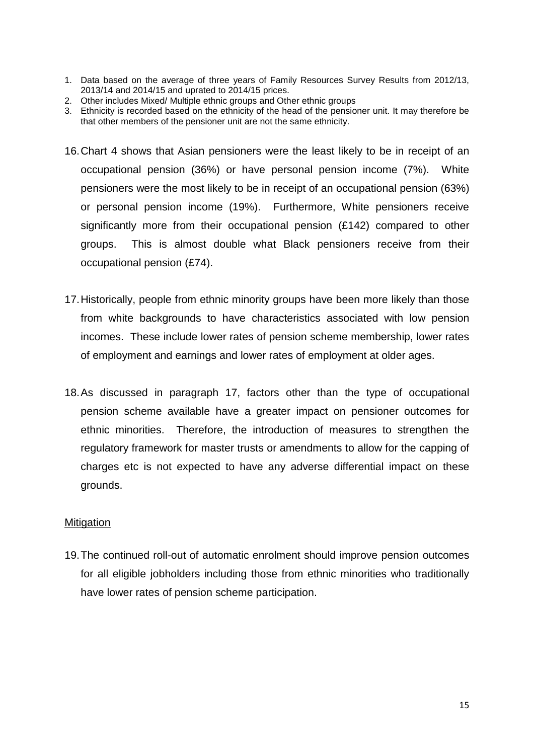1. Data based on the average of three years of Family Resources Survey Results from 2012/13, 2013/14 and 2014/15 and uprated to 2014/15 prices.
2. Other includes Mixed/ Multiple ethnic groups and Other ethnic groups
3. Ethnicity is recorded based on the ethnicity of the head of the pensioner unit. It may therefore be that other members of the pensioner unit are not the same ethnicity.

16. Chart 4 shows that Asian pensioners were the least likely to be in receipt of an occupational pension (36%) or have personal pension income (7%). White pensioners were the most likely to be in receipt of an occupational pension (63%) or personal pension income (19%). Furthermore, White pensioners receive significantly more from their occupational pension (£142) compared to other groups. This is almost double what Black pensioners receive from their occupational pension (£74).

17. Historically, people from ethnic minority groups have been more likely than those from white backgrounds to have characteristics associated with low pension incomes. These include lower rates of pension scheme membership, lower rates of employment and earnings and lower rates of employment at older ages.

18. As discussed in paragraph 17, factors other than the type of occupational pension scheme available have a greater impact on pensioner outcomes for ethnic minorities. Therefore, the introduction of measures to strengthen the regulatory framework for master trusts or amendments to allow for the capping of charges etc is not expected to have any adverse differential impact on these grounds.

Mitigation

19. The continued roll-out of automatic enrolment should improve pension outcomes for all eligible jobholders including those from ethnic minorities who traditionally have lower rates of pension scheme participation.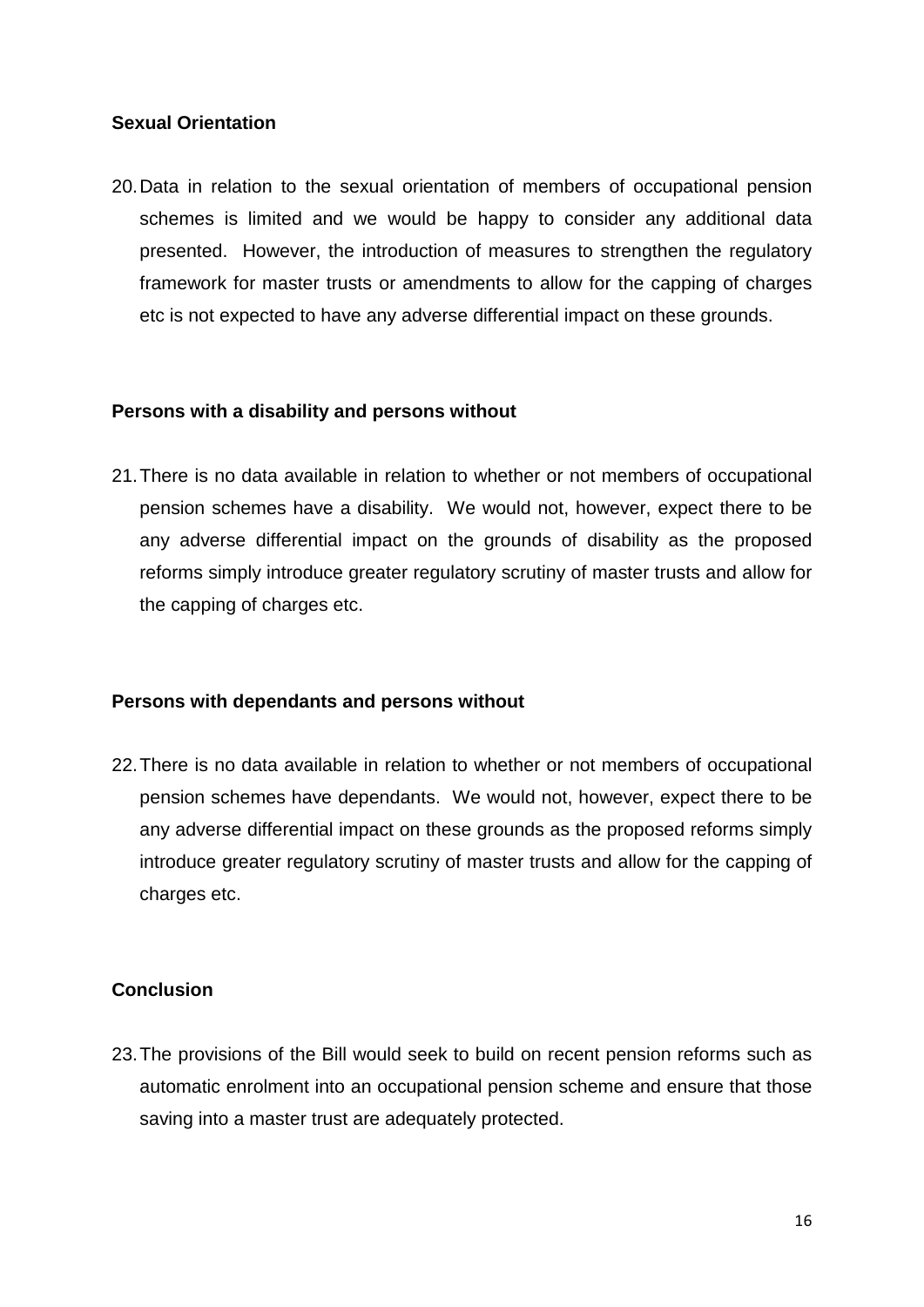**Sexual Orientation**

20. Data in relation to the sexual orientation of members of occupational pension schemes is limited and we would be happy to consider any additional data presented. However, the introduction of measures to strengthen the regulatory framework for master trusts or amendments to allow for the capping of charges etc is not expected to have any adverse differential impact on these grounds.

**Persons with a disability and persons without**

21. There is no data available in relation to whether or not members of occupational pension schemes have a disability. We would not, however, expect there to be any adverse differential impact on the grounds of disability as the proposed reforms simply introduce greater regulatory scrutiny of master trusts and allow for the capping of charges etc.

**Persons with dependants and persons without**

22. There is no data available in relation to whether or not members of occupational pension schemes have dependants. We would not, however, expect there to be any adverse differential impact on these grounds as the proposed reforms simply introduce greater regulatory scrutiny of master trusts and allow for the capping of charges etc.

**Conclusion**

23. The provisions of the Bill would seek to build on recent pension reforms such as automatic enrolment into an occupational pension scheme and ensure that those saving into a master trust are adequately protected.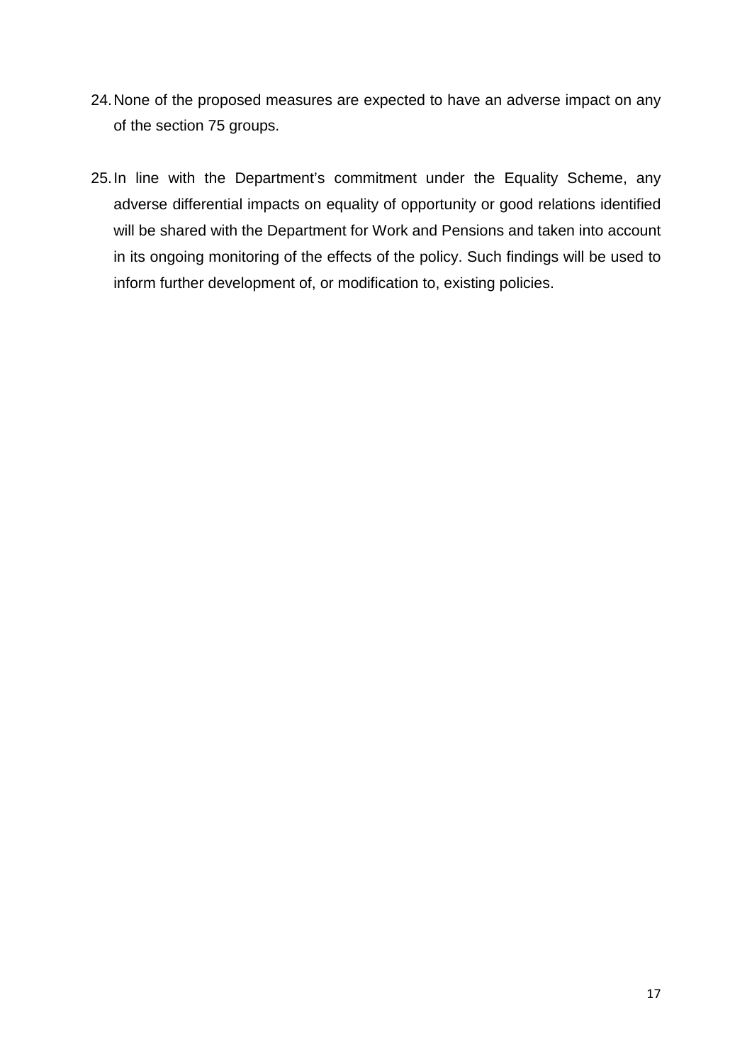24. None of the proposed measures are expected to have an adverse impact on any of the section 75 groups.

25. In line with the Department's commitment under the Equality Scheme, any adverse differential impacts on equality of opportunity or good relations identified will be shared with the Department for Work and Pensions and taken into account in its ongoing monitoring of the effects of the policy. Such findings will be used to inform further development of, or modification to, existing policies.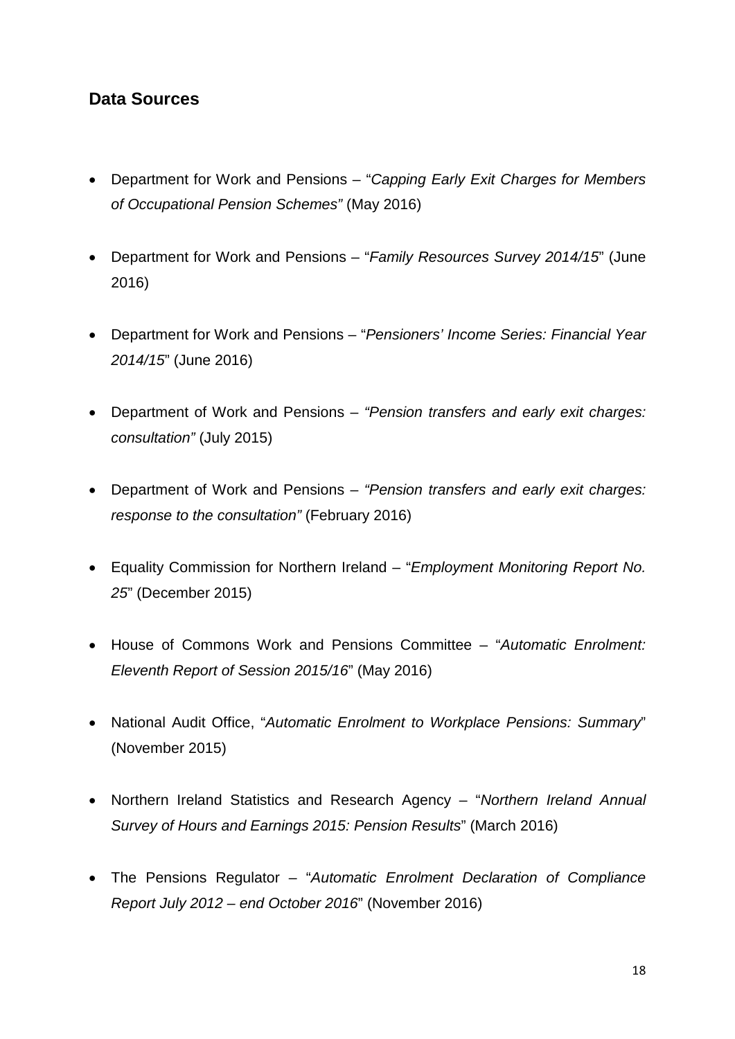## Data Sources

- Department for Work and Pensions – "*Capping Early Exit Charges for Members of Occupational Pension Schemes"* (May 2016)
- Department for Work and Pensions – "*Family Resources Survey 2014/15*" (June 2016)
- Department for Work and Pensions – "*Pensioners' Income Series: Financial Year 2014/15*" (June 2016)
- Department of Work and Pensions – *"Pension transfers and early exit charges: consultation"* (July 2015)
- Department of Work and Pensions – *"Pension transfers and early exit charges: response to the consultation"* (February 2016)
- Equality Commission for Northern Ireland – "*Employment Monitoring Report No. 25*" (December 2015)
- House of Commons Work and Pensions Committee – "*Automatic Enrolment: Eleventh Report of Session 2015/16*" (May 2016)
- National Audit Office, "*Automatic Enrolment to Workplace Pensions: Summary*" (November 2015)
- Northern Ireland Statistics and Research Agency – "*Northern Ireland Annual Survey of Hours and Earnings 2015: Pension Results*" (March 2016)
- The Pensions Regulator – "*Automatic Enrolment Declaration of Compliance Report July 2012 – end October 2016*" (November 2016)